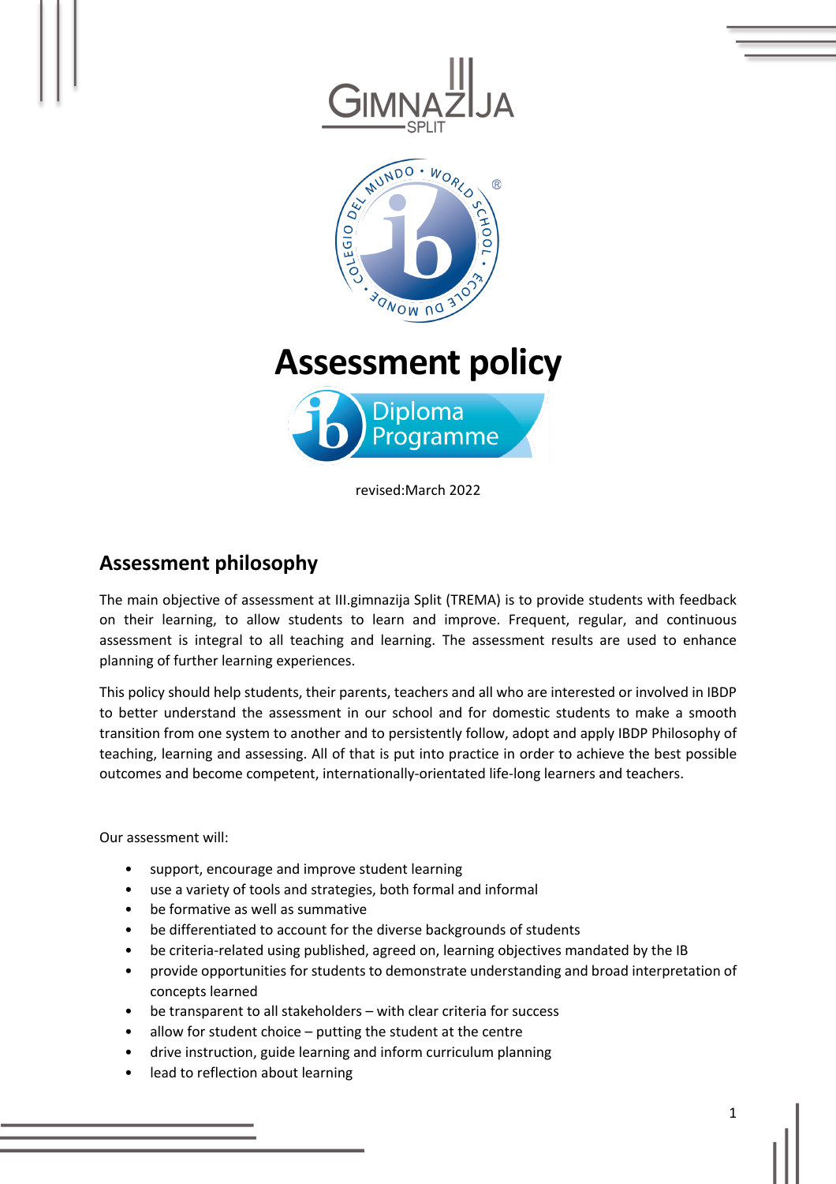# Assessment policy

revised:March 2022

## Assessment philosophy

The main objective of assessment at III.gimnazija Split (TREMA) is to provide students with feedback on their learning, to allow students to learn and improve. Frequent, regular, and continuous assessment is integral to all teaching and learning. The assessment results are used to enhance planning of further learning experiences.

This policy should help students, their parents, teachers and all who are interested or involved in IBDP to better understand the assessment in our school and for domestic students to make a smooth transition from one system to another and to persistently follow, adopt and apply IBDP Philosophy of teaching, learning and assessing. All of that is put into practice in order to achieve the best possible outcomes and become competent, internationally-orientated life-long learners and teachers.

Our assessment will:

- support, encourage and improve student learning
- use a variety of tools and strategies, both formal and informal
- be formative as well as summative
- be differentiated to account for the diverse backgrounds of students
- be criteria-related using published, agreed on, learning objectives mandated by the IB
- provide opportunities for students to demonstrate understanding and broad interpretation of concepts learned
- be transparent to all stakeholders – with clear criteria for success
- allow for student choice – putting the student at the centre
- drive instruction, guide learning and inform curriculum planning
- lead to reflection about learning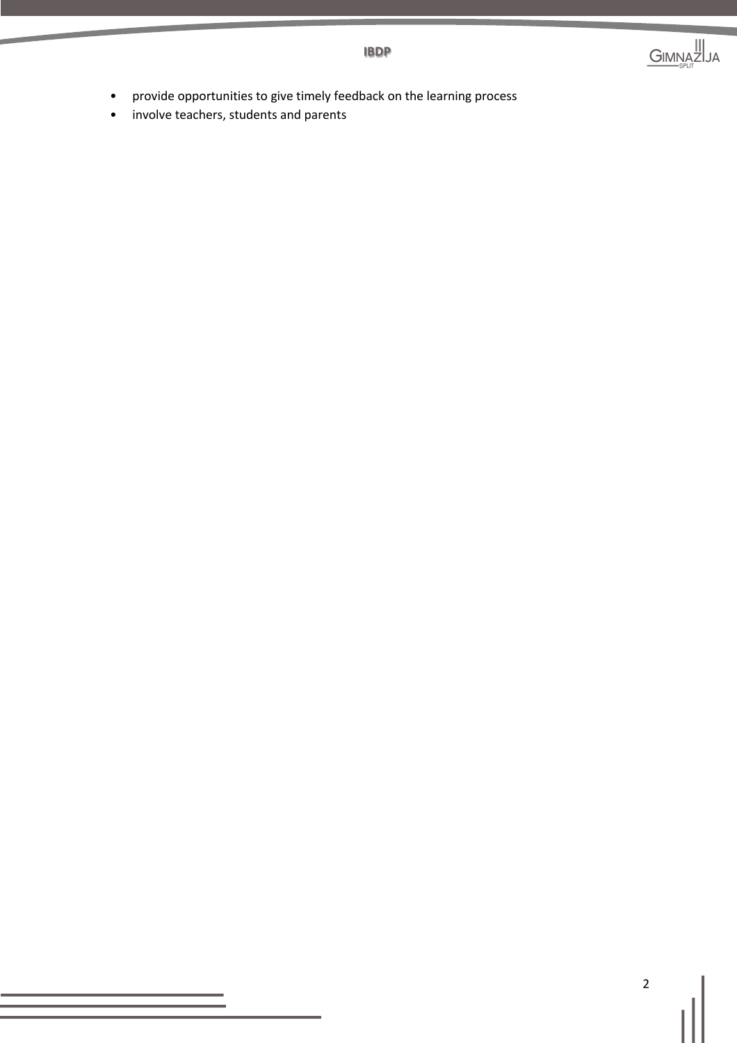- provide opportunities to give timely feedback on the learning process
- involve teachers, students and parents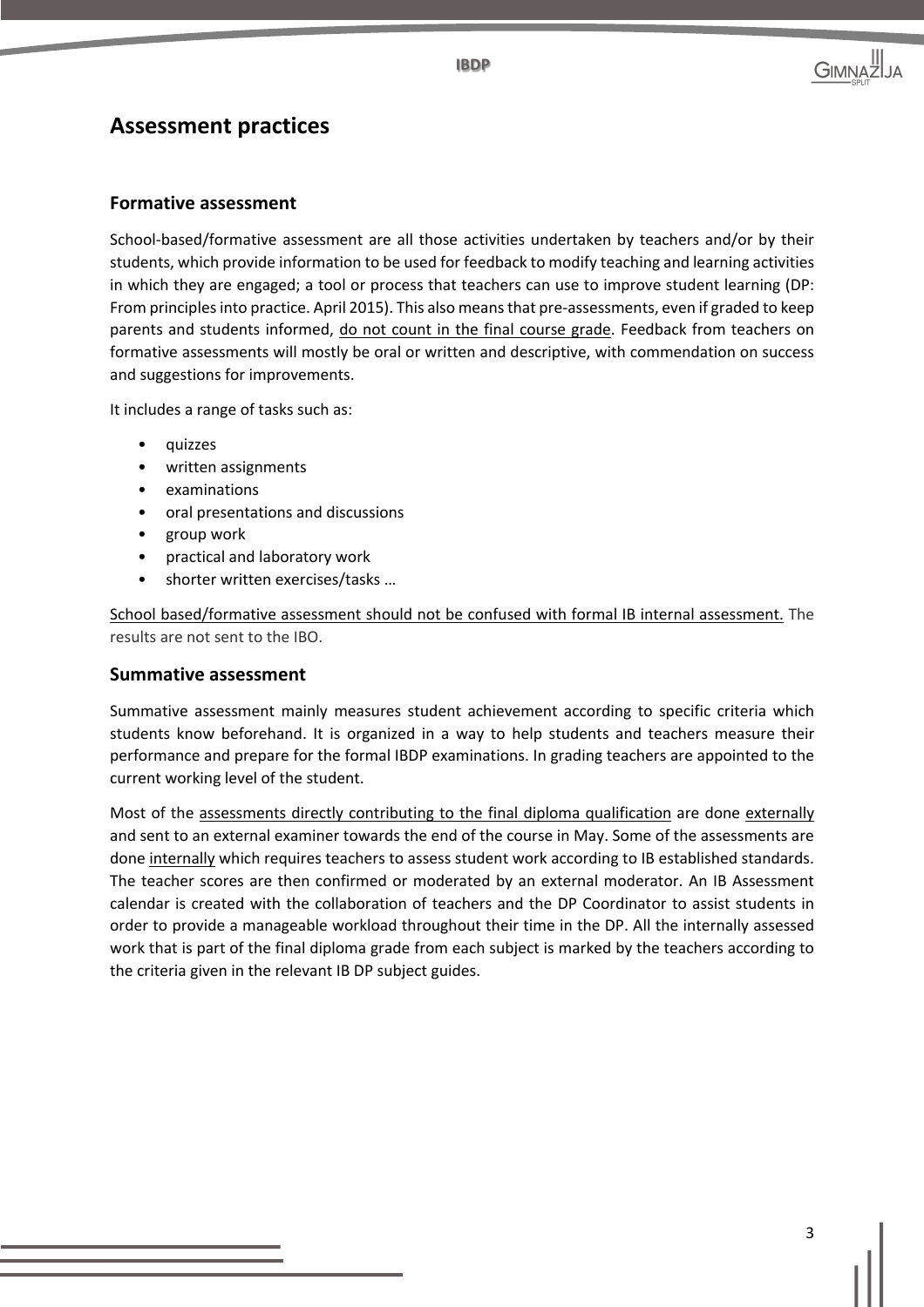## Assessment practices

### Formative assessment

School-based/formative assessment are all those activities undertaken by teachers and/or by their students, which provide information to be used for feedback to modify teaching and learning activities in which they are engaged; a tool or process that teachers can use to improve student learning (DP: From principles into practice. April 2015). This also means that pre-assessments, even if graded to keep parents and students informed, do not count in the final course grade. Feedback from teachers on formative assessments will mostly be oral or written and descriptive, with commendation on success and suggestions for improvements.

It includes a range of tasks such as:

- quizzes
- written assignments
- examinations
- oral presentations and discussions
- group work
- practical and laboratory work
- shorter written exercises/tasks …

School based/formative assessment should not be confused with formal IB internal assessment. The results are not sent to the IBO.

### Summative assessment

Summative assessment mainly measures student achievement according to specific criteria which students know beforehand. It is organized in a way to help students and teachers measure their performance and prepare for the formal IBDP examinations. In grading teachers are appointed to the current working level of the student.

Most of the assessments directly contributing to the final diploma qualification are done externally and sent to an external examiner towards the end of the course in May. Some of the assessments are done internally which requires teachers to assess student work according to IB established standards. The teacher scores are then confirmed or moderated by an external moderator. An IB Assessment calendar is created with the collaboration of teachers and the DP Coordinator to assist students in order to provide a manageable workload throughout their time in the DP. All the internally assessed work that is part of the final diploma grade from each subject is marked by the teachers according to the criteria given in the relevant IB DP subject guides.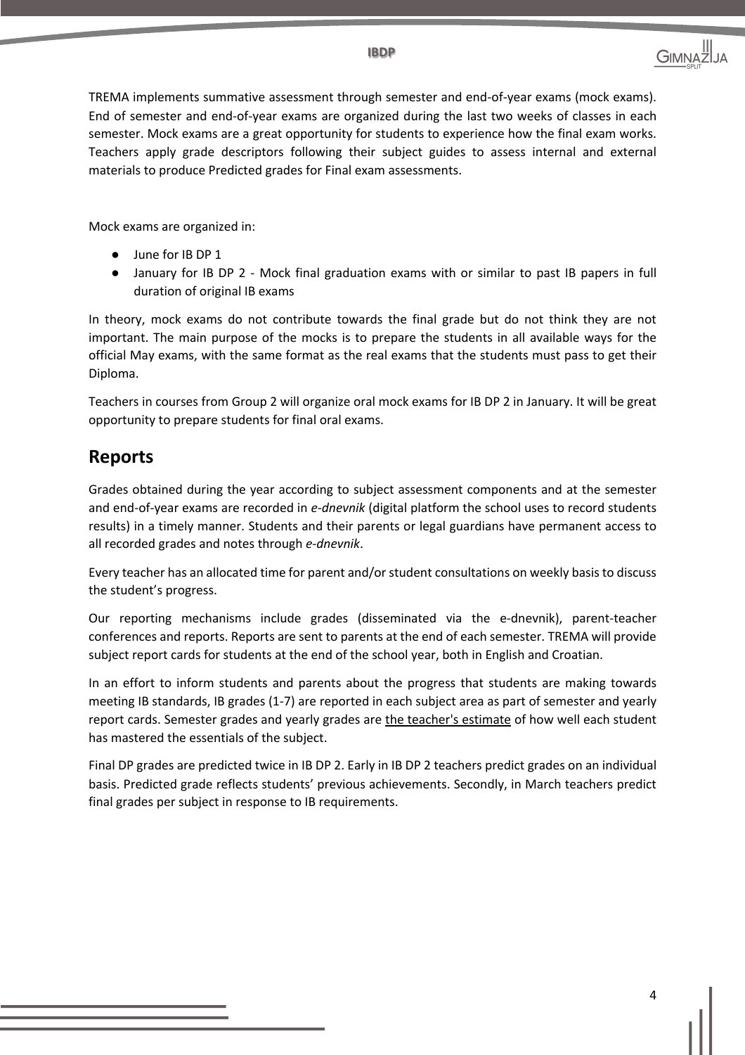TREMA implements summative assessment through semester and end-of-year exams (mock exams). End of semester and end-of-year exams are organized during the last two weeks of classes in each semester. Mock exams are a great opportunity for students to experience how the final exam works. Teachers apply grade descriptors following their subject guides to assess internal and external materials to produce Predicted grades for Final exam assessments.

Mock exams are organized in:

- June for IB DP 1
- January for IB DP 2 - Mock final graduation exams with or similar to past IB papers in full duration of original IB exams

In theory, mock exams do not contribute towards the final grade but do not think they are not important. The main purpose of the mocks is to prepare the students in all available ways for the official May exams, with the same format as the real exams that the students must pass to get their Diploma.

Teachers in courses from Group 2 will organize oral mock exams for IB DP 2 in January. It will be great opportunity to prepare students for final oral exams.

## Reports

Grades obtained during the year according to subject assessment components and at the semester and end-of-year exams are recorded in *e-dnevnik* (digital platform the school uses to record students results) in a timely manner. Students and their parents or legal guardians have permanent access to all recorded grades and notes through *e-dnevnik*.

Every teacher has an allocated time for parent and/or student consultations on weekly basis to discuss the student's progress.

Our reporting mechanisms include grades (disseminated via the e-dnevnik), parent-teacher conferences and reports. Reports are sent to parents at the end of each semester. TREMA will provide subject report cards for students at the end of the school year, both in English and Croatian.

In an effort to inform students and parents about the progress that students are making towards meeting IB standards, IB grades (1-7) are reported in each subject area as part of semester and yearly report cards. Semester grades and yearly grades are <u>the teacher's estimate</u> of how well each student has mastered the essentials of the subject.

Final DP grades are predicted twice in IB DP 2. Early in IB DP 2 teachers predict grades on an individual basis. Predicted grade reflects students' previous achievements. Secondly, in March teachers predict final grades per subject in response to IB requirements.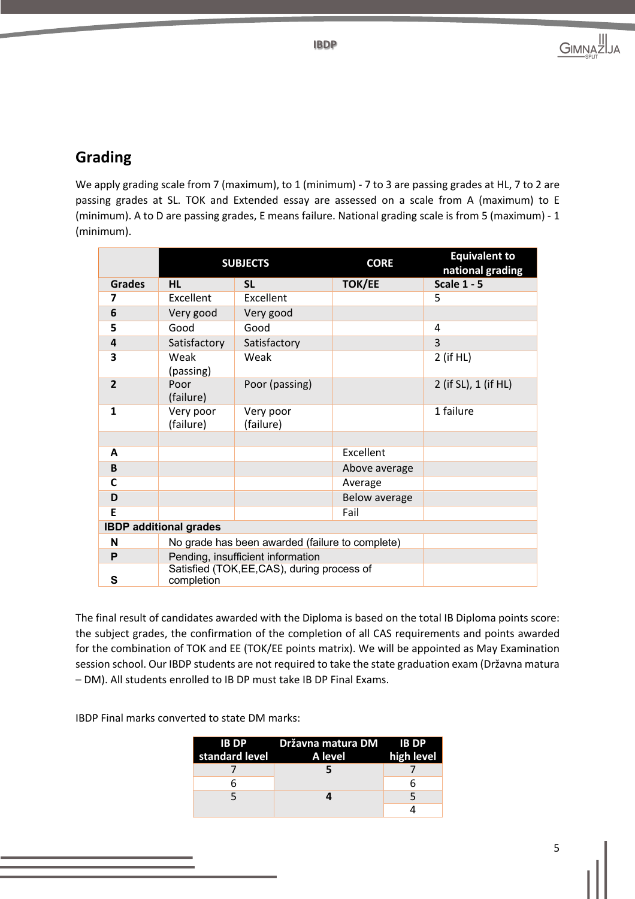## Grading

We apply grading scale from 7 (maximum), to 1 (minimum) - 7 to 3 are passing grades at HL, 7 to 2 are passing grades at SL. TOK and Extended essay are assessed on a scale from A (maximum) to E (minimum). A to D are passing grades, E means failure. National grading scale is from 5 (maximum) - 1 (minimum).

| | SUBJECTS | | CORE | Equivalent to national grading |
|---|---|---|---|---|
| **Grades** | **HL** | **SL** | **TOK/EE** | **Scale 1 - 5** |
| **7** | Excellent | Excellent | | 5 |
| **6** | Very good | Very good | | |
| **5** | Good | Good | | 4 |
| **4** | Satisfactory | Satisfactory | | 3 |
| **3** | Weak (passing) | Weak | | 2 (if HL) |
| **2** | Poor (failure) | Poor (passing) | | 2 (if SL), 1 (if HL) |
| **1** | Very poor (failure) | Very poor (failure) | | 1 failure |
| | | | | |
| **A** | | | Excellent | |
| **B** | | | Above average | |
| **C** | | | Average | |
| **D** | | | Below average | |
| **E** | | | Fail | |
| **IBDP additional grades** | | | | |
| **N** | No grade has been awarded (failure to complete) | | | |
| **P** | Pending, insufficient information | | | |
| **S** | Satisfied (TOK,EE,CAS), during process of completion | | | |

The final result of candidates awarded with the Diploma is based on the total IB Diploma points score: the subject grades, the confirmation of the completion of all CAS requirements and points awarded for the combination of TOK and EE (TOK/EE points matrix). We will be appointed as May Examination session school. Our IBDP students are not required to take the state graduation exam (Državna matura – DM). All students enrolled to IB DP must take IB DP Final Exams.

IBDP Final marks converted to state DM marks:

| IB DP standard level | Državna matura DM A level | IB DP high level |
|---|---|---|
| 7 | **5** | 7 |
| 6 | | 6 |
| 5 | **4** | 5 |
| | | 4 |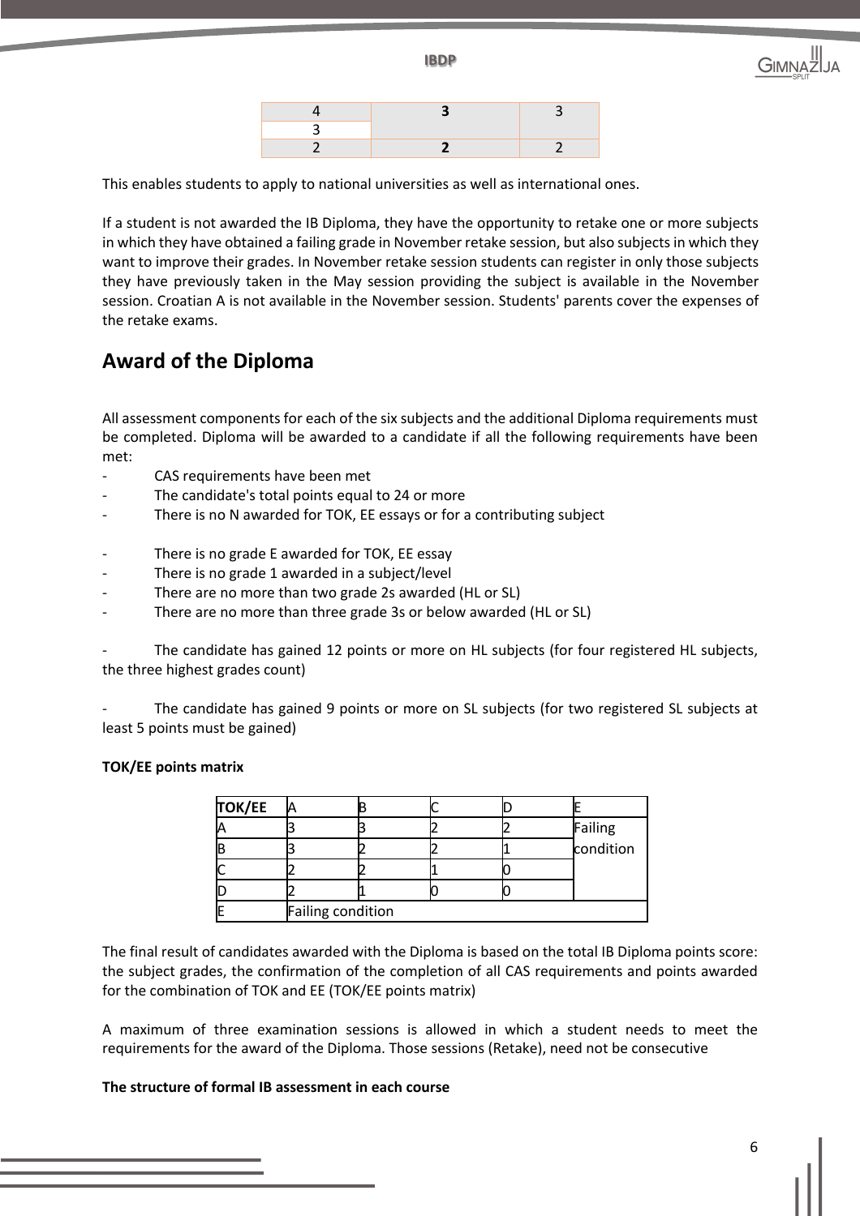| 4 | **3** | 3 |
| --- | --- | --- |
| 3 | | |
| 2 | **2** | 2 |

This enables students to apply to national universities as well as international ones.

If a student is not awarded the IB Diploma, they have the opportunity to retake one or more subjects in which they have obtained a failing grade in November retake session, but also subjects in which they want to improve their grades. In November retake session students can register in only those subjects they have previously taken in the May session providing the subject is available in the November session. Croatian A is not available in the November session. Students' parents cover the expenses of the retake exams.

## Award of the Diploma

All assessment components for each of the six subjects and the additional Diploma requirements must be completed. Diploma will be awarded to a candidate if all the following requirements have been met:

- CAS requirements have been met
- The candidate's total points equal to 24 or more
- There is no N awarded for TOK, EE essays or for a contributing subject

- There is no grade E awarded for TOK, EE essay
- There is no grade 1 awarded in a subject/level
- There are no more than two grade 2s awarded (HL or SL)
- There are no more than three grade 3s or below awarded (HL or SL)

- The candidate has gained 12 points or more on HL subjects (for four registered HL subjects, the three highest grades count)

- The candidate has gained 9 points or more on SL subjects (for two registered SL subjects at least 5 points must be gained)

**TOK/EE points matrix**

| **TOK/EE** | A | B | C | D | E |
| --- | --- | --- | --- | --- | --- |
| A | 3 | 3 | 2 | 2 | Failing condition |
| B | 3 | 2 | 2 | 1 | |
| C | 2 | 2 | 1 | 0 | |
| D | 2 | 1 | 0 | 0 | |
| E | Failing condition | | | | |

The final result of candidates awarded with the Diploma is based on the total IB Diploma points score: the subject grades, the confirmation of the completion of all CAS requirements and points awarded for the combination of TOK and EE (TOK/EE points matrix)

A maximum of three examination sessions is allowed in which a student needs to meet the requirements for the award of the Diploma. Those sessions (Retake), need not be consecutive

**The structure of formal IB assessment in each course**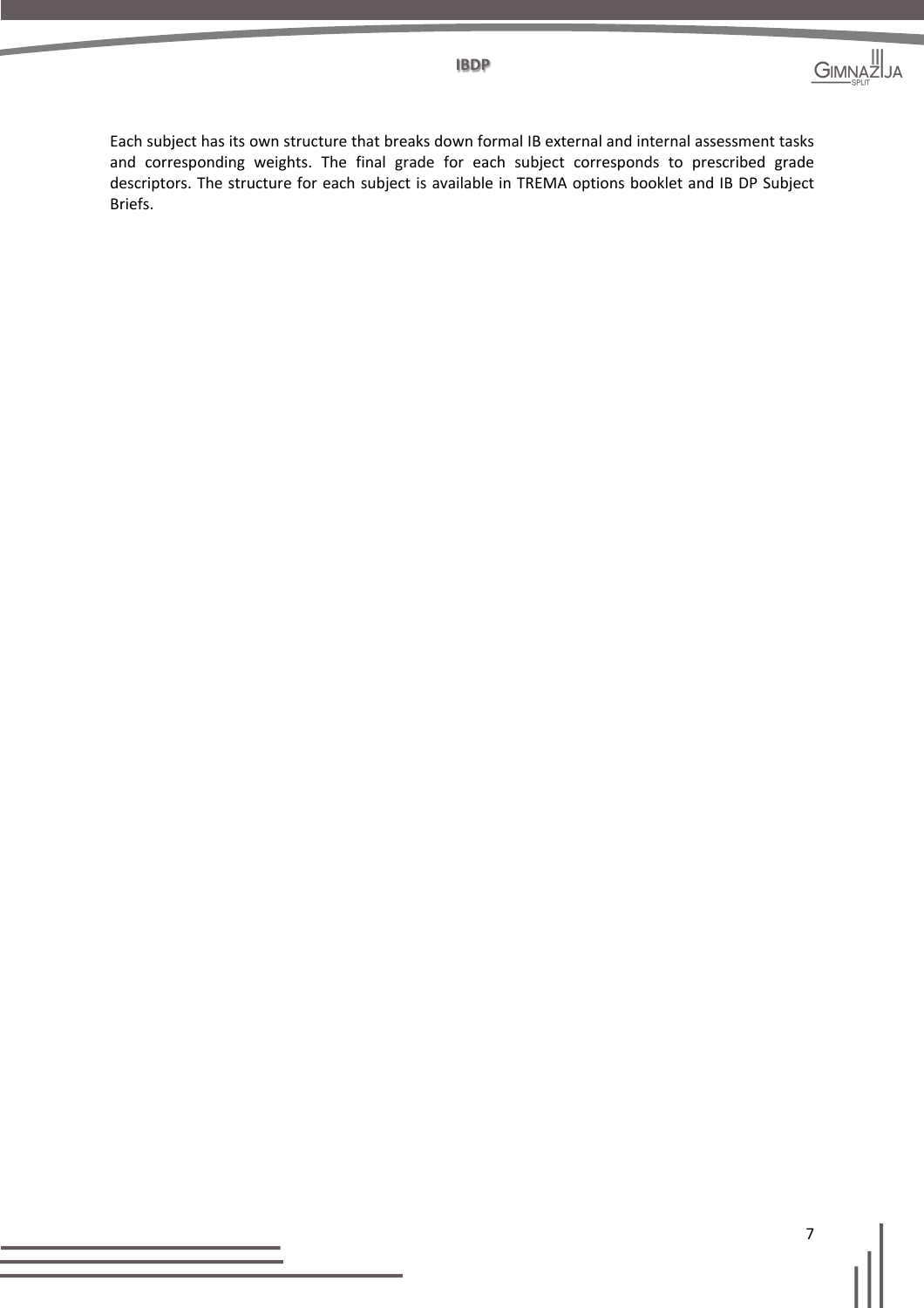Each subject has its own structure that breaks down formal IB external and internal assessment tasks and corresponding weights. The final grade for each subject corresponds to prescribed grade descriptors. The structure for each subject is available in TREMA options booklet and IB DP Subject Briefs.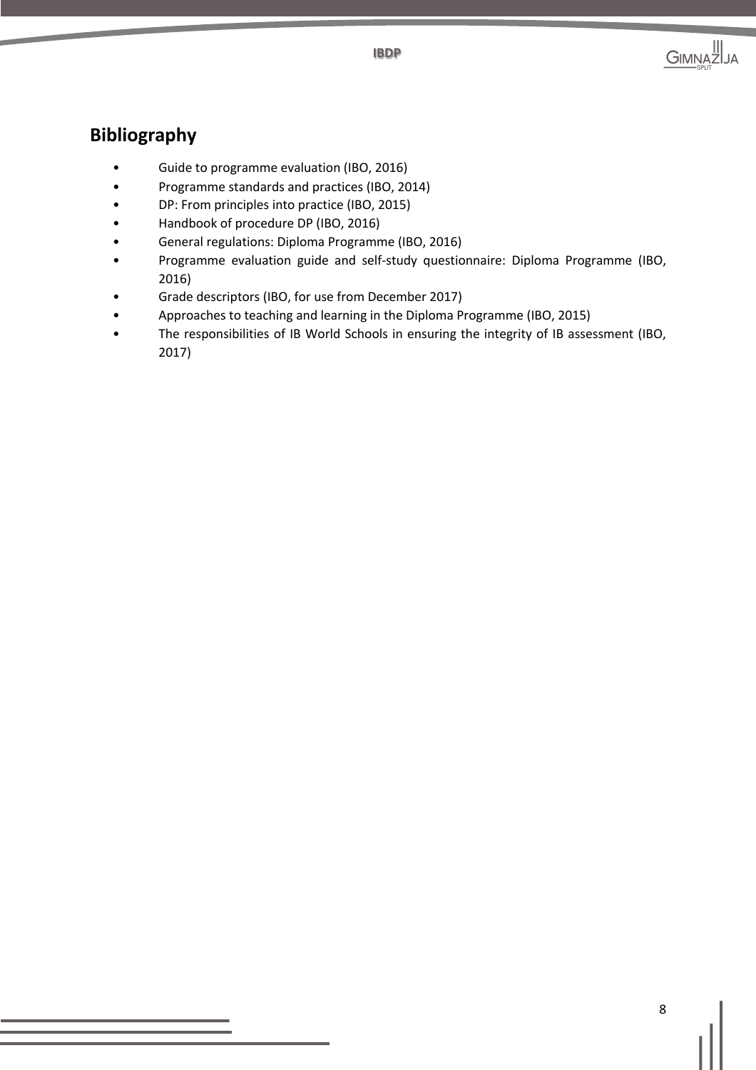## Bibliography

- Guide to programme evaluation (IBO, 2016)
- Programme standards and practices (IBO, 2014)
- DP: From principles into practice (IBO, 2015)
- Handbook of procedure DP (IBO, 2016)
- General regulations: Diploma Programme (IBO, 2016)
- Programme evaluation guide and self-study questionnaire: Diploma Programme (IBO, 2016)
- Grade descriptors (IBO, for use from December 2017)
- Approaches to teaching and learning in the Diploma Programme (IBO, 2015)
- The responsibilities of IB World Schools in ensuring the integrity of IB assessment (IBO, 2017)